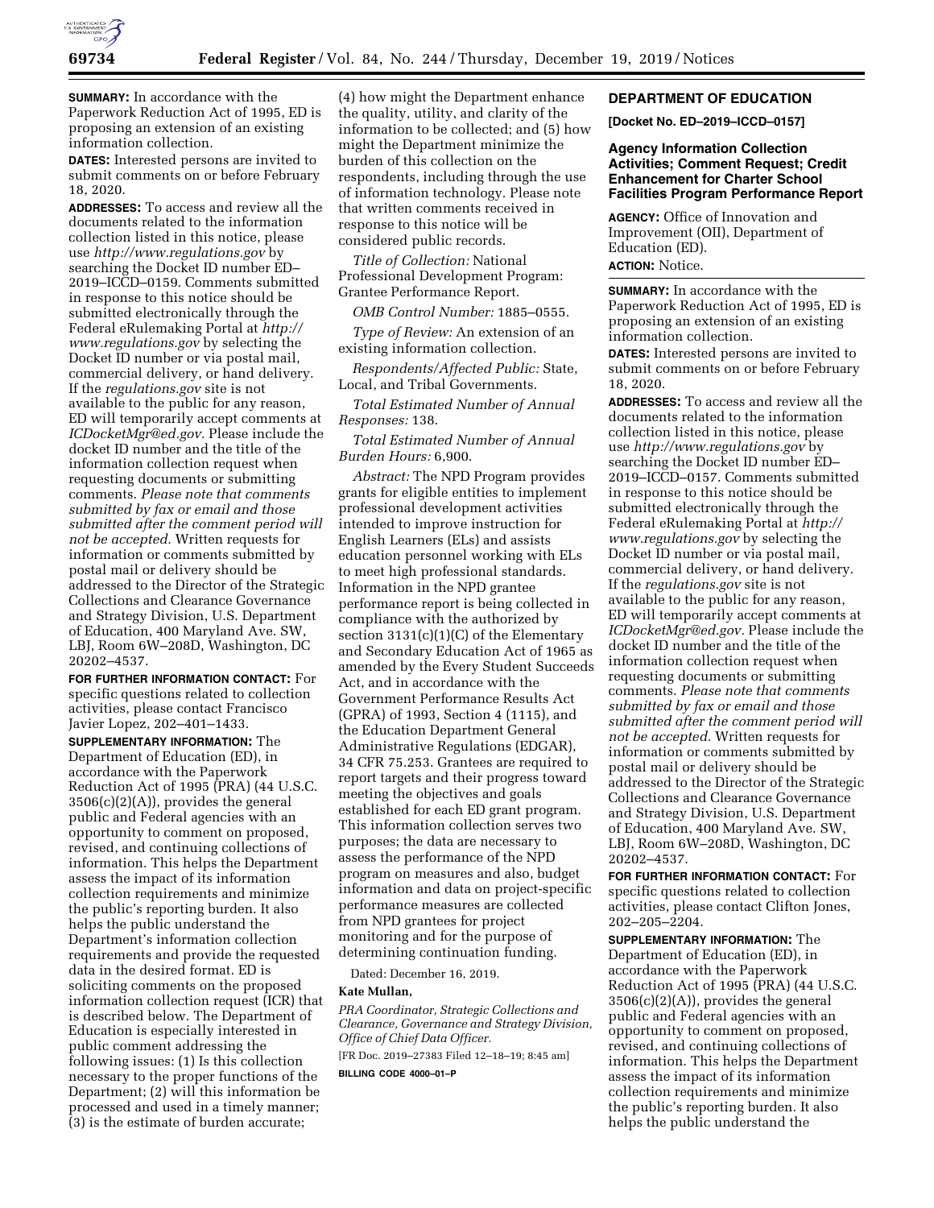**SUMMARY:** In accordance with the Paperwork Reduction Act of 1995, ED is proposing an extension of an existing information collection.

**DATES:** Interested persons are invited to submit comments on or before February 18, 2020.

**ADDRESSES:** To access and review all the documents related to the information collection listed in this notice, please use *http://www.regulations.gov* by searching the Docket ID number ED–2019–ICCD–0159. Comments submitted in response to this notice should be submitted electronically through the Federal eRulemaking Portal at *http://www.regulations.gov* by selecting the Docket ID number or via postal mail, commercial delivery, or hand delivery. If the *regulations.gov* site is not available to the public for any reason, ED will temporarily accept comments at *ICDocketMgr@ed.gov.* Please include the docket ID number and the title of the information collection request when requesting documents or submitting comments. *Please note that comments submitted by fax or email and those submitted after the comment period will not be accepted.* Written requests for information or comments submitted by postal mail or delivery should be addressed to the Director of the Strategic Collections and Clearance Governance and Strategy Division, U.S. Department of Education, 400 Maryland Ave. SW, LBJ, Room 6W–208D, Washington, DC 20202–4537.

**FOR FURTHER INFORMATION CONTACT:** For specific questions related to collection activities, please contact Francisco Javier Lopez, 202–401–1433.

**SUPPLEMENTARY INFORMATION:** The Department of Education (ED), in accordance with the Paperwork Reduction Act of 1995 (PRA) (44 U.S.C. 3506(c)(2)(A)), provides the general public and Federal agencies with an opportunity to comment on proposed, revised, and continuing collections of information. This helps the Department assess the impact of its information collection requirements and minimize the public's reporting burden. It also helps the public understand the Department's information collection requirements and provide the requested data in the desired format. ED is soliciting comments on the proposed information collection request (ICR) that is described below. The Department of Education is especially interested in public comment addressing the following issues: (1) Is this collection necessary to the proper functions of the Department; (2) will this information be processed and used in a timely manner; (3) is the estimate of burden accurate; (4) how might the Department enhance the quality, utility, and clarity of the information to be collected; and (5) how might the Department minimize the burden of this collection on the respondents, including through the use of information technology. Please note that written comments received in response to this notice will be considered public records.

*Title of Collection:* National Professional Development Program: Grantee Performance Report.

*OMB Control Number:* 1885–0555.

*Type of Review:* An extension of an existing information collection.

*Respondents/Affected Public:* State, Local, and Tribal Governments.

*Total Estimated Number of Annual Responses:* 138.

*Total Estimated Number of Annual Burden Hours:* 6,900.

*Abstract:* The NPD Program provides grants for eligible entities to implement professional development activities intended to improve instruction for English Learners (ELs) and assists education personnel working with ELs to meet high professional standards. Information in the NPD grantee performance report is being collected in compliance with the authorized by section 3131(c)(1)(C) of the Elementary and Secondary Education Act of 1965 as amended by the Every Student Succeeds Act, and in accordance with the Government Performance Results Act (GPRA) of 1993, Section 4 (1115), and the Education Department General Administrative Regulations (EDGAR), 34 CFR 75.253. Grantees are required to report targets and their progress toward meeting the objectives and goals established for each ED grant program. This information collection serves two purposes; the data are necessary to assess the performance of the NPD program on measures and also, budget information and data on project-specific performance measures are collected from NPD grantees for project monitoring and for the purpose of determining continuation funding.

Dated: December 16, 2019.

**Kate Mullan,**

*PRA Coordinator, Strategic Collections and Clearance, Governance and Strategy Division, Office of Chief Data Officer.*

[FR Doc. 2019–27383 Filed 12–18–19; 8:45 am]

**BILLING CODE 4000–01–P**

## DEPARTMENT OF EDUCATION

**[Docket No. ED–2019–ICCD–0157]**

### Agency Information Collection Activities; Comment Request; Credit Enhancement for Charter School Facilities Program Performance Report

**AGENCY:** Office of Innovation and Improvement (OII), Department of Education (ED).

**ACTION:** Notice.

**SUMMARY:** In accordance with the Paperwork Reduction Act of 1995, ED is proposing an extension of an existing information collection.

**DATES:** Interested persons are invited to submit comments on or before February 18, 2020.

**ADDRESSES:** To access and review all the documents related to the information collection listed in this notice, please use *http://www.regulations.gov* by searching the Docket ID number ED–2019–ICCD–0157. Comments submitted in response to this notice should be submitted electronically through the Federal eRulemaking Portal at *http://www.regulations.gov* by selecting the Docket ID number or via postal mail, commercial delivery, or hand delivery. If the *regulations.gov* site is not available to the public for any reason, ED will temporarily accept comments at *ICDocketMgr@ed.gov.* Please include the docket ID number and the title of the information collection request when requesting documents or submitting comments. *Please note that comments submitted by fax or email and those submitted after the comment period will not be accepted.* Written requests for information or comments submitted by postal mail or delivery should be addressed to the Director of the Strategic Collections and Clearance Governance and Strategy Division, U.S. Department of Education, 400 Maryland Ave. SW, LBJ, Room 6W–208D, Washington, DC 20202–4537.

**FOR FURTHER INFORMATION CONTACT:** For specific questions related to collection activities, please contact Clifton Jones, 202–205–2204.

**SUPPLEMENTARY INFORMATION:** The Department of Education (ED), in accordance with the Paperwork Reduction Act of 1995 (PRA) (44 U.S.C. 3506(c)(2)(A)), provides the general public and Federal agencies with an opportunity to comment on proposed, revised, and continuing collections of information. This helps the Department assess the impact of its information collection requirements and minimize the public's reporting burden. It also helps the public understand the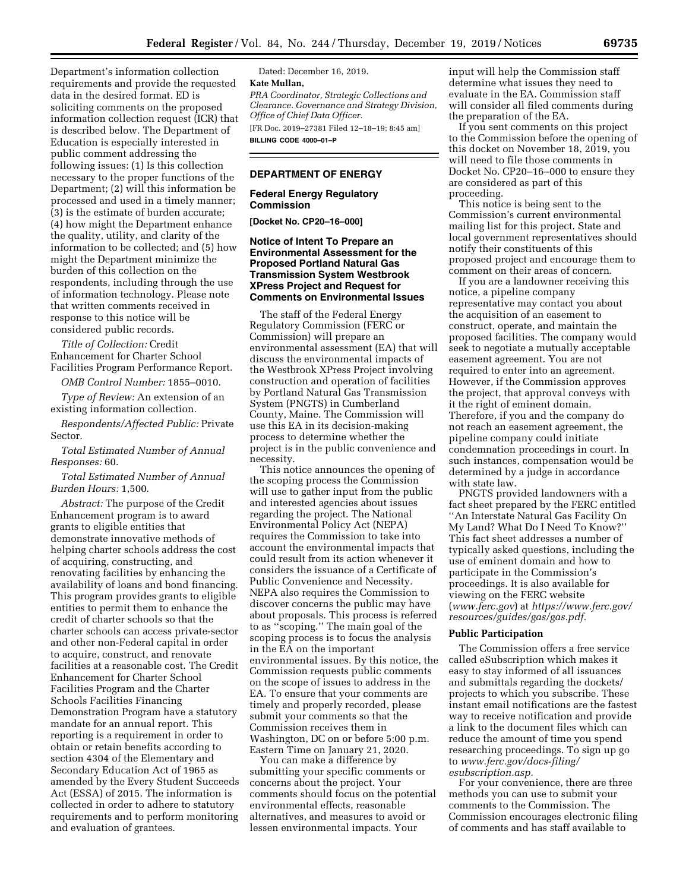Department's information collection requirements and provide the requested data in the desired format. ED is soliciting comments on the proposed information collection request (ICR) that is described below. The Department of Education is especially interested in public comment addressing the following issues: (1) Is this collection necessary to the proper functions of the Department; (2) will this information be processed and used in a timely manner; (3) is the estimate of burden accurate; (4) how might the Department enhance the quality, utility, and clarity of the information to be collected; and (5) how might the Department minimize the burden of this collection on the respondents, including through the use of information technology. Please note that written comments received in response to this notice will be considered public records.

*Title of Collection:* Credit Enhancement for Charter School Facilities Program Performance Report.

*OMB Control Number:* 1855–0010.

*Type of Review:* An extension of an existing information collection.

*Respondents/Affected Public:* Private Sector.

*Total Estimated Number of Annual Responses:* 60.

*Total Estimated Number of Annual Burden Hours:* 1,500.

*Abstract:* The purpose of the Credit Enhancement program is to award grants to eligible entities that demonstrate innovative methods of helping charter schools address the cost of acquiring, constructing, and renovating facilities by enhancing the availability of loans and bond financing. This program provides grants to eligible entities to permit them to enhance the credit of charter schools so that the charter schools can access private-sector and other non-Federal capital in order to acquire, construct, and renovate facilities at a reasonable cost. The Credit Enhancement for Charter School Facilities Program and the Charter Schools Facilities Financing Demonstration Program have a statutory mandate for an annual report. This reporting is a requirement in order to obtain or retain benefits according to section 4304 of the Elementary and Secondary Education Act of 1965 as amended by the Every Student Succeeds Act (ESSA) of 2015. The information is collected in order to adhere to statutory requirements and to perform monitoring and evaluation of grantees.

Dated: December 16, 2019.

**Kate Mullan,**

*PRA Coordinator, Strategic Collections and Clearance. Governance and Strategy Division, Office of Chief Data Officer.*

[FR Doc. 2019–27381 Filed 12–18–19; 8:45 am]

**BILLING CODE 4000–01–P**

## DEPARTMENT OF ENERGY

### Federal Energy Regulatory Commission

**[Docket No. CP20–16–000]**

### Notice of Intent To Prepare an Environmental Assessment for the Proposed Portland Natural Gas Transmission System Westbrook XPress Project and Request for Comments on Environmental Issues

The staff of the Federal Energy Regulatory Commission (FERC or Commission) will prepare an environmental assessment (EA) that will discuss the environmental impacts of the Westbrook XPress Project involving construction and operation of facilities by Portland Natural Gas Transmission System (PNGTS) in Cumberland County, Maine. The Commission will use this EA in its decision-making process to determine whether the project is in the public convenience and necessity.

This notice announces the opening of the scoping process the Commission will use to gather input from the public and interested agencies about issues regarding the project. The National Environmental Policy Act (NEPA) requires the Commission to take into account the environmental impacts that could result from its action whenever it considers the issuance of a Certificate of Public Convenience and Necessity. NEPA also requires the Commission to discover concerns the public may have about proposals. This process is referred to as ''scoping.'' The main goal of the scoping process is to focus the analysis in the EA on the important environmental issues. By this notice, the Commission requests public comments on the scope of issues to address in the EA. To ensure that your comments are timely and properly recorded, please submit your comments so that the Commission receives them in Washington, DC on or before 5:00 p.m. Eastern Time on January 21, 2020.

You can make a difference by submitting your specific comments or concerns about the project. Your comments should focus on the potential environmental effects, reasonable alternatives, and measures to avoid or lessen environmental impacts. Your input will help the Commission staff determine what issues they need to evaluate in the EA. Commission staff will consider all filed comments during the preparation of the EA.

If you sent comments on this project to the Commission before the opening of this docket on November 18, 2019, you will need to file those comments in Docket No. CP20–16–000 to ensure they are considered as part of this proceeding.

This notice is being sent to the Commission's current environmental mailing list for this project. State and local government representatives should notify their constituents of this proposed project and encourage them to comment on their areas of concern.

If you are a landowner receiving this notice, a pipeline company representative may contact you about the acquisition of an easement to construct, operate, and maintain the proposed facilities. The company would seek to negotiate a mutually acceptable easement agreement. You are not required to enter into an agreement. However, if the Commission approves the project, that approval conveys with it the right of eminent domain. Therefore, if you and the company do not reach an easement agreement, the pipeline company could initiate condemnation proceedings in court. In such instances, compensation would be determined by a judge in accordance with state law.

PNGTS provided landowners with a fact sheet prepared by the FERC entitled ''An Interstate Natural Gas Facility On My Land? What Do I Need To Know?'' This fact sheet addresses a number of typically asked questions, including the use of eminent domain and how to participate in the Commission's proceedings. It is also available for viewing on the FERC website (*www.ferc.gov*) at *https://www.ferc.gov/resources/guides/gas/gas.pdf.*

#### Public Participation

The Commission offers a free service called eSubscription which makes it easy to stay informed of all issuances and submittals regarding the dockets/projects to which you subscribe. These instant email notifications are the fastest way to receive notification and provide a link to the document files which can reduce the amount of time you spend researching proceedings. To sign up go to *www.ferc.gov/docs-filing/esubscription.asp.*

For your convenience, there are three methods you can use to submit your comments to the Commission. The Commission encourages electronic filing of comments and has staff available to